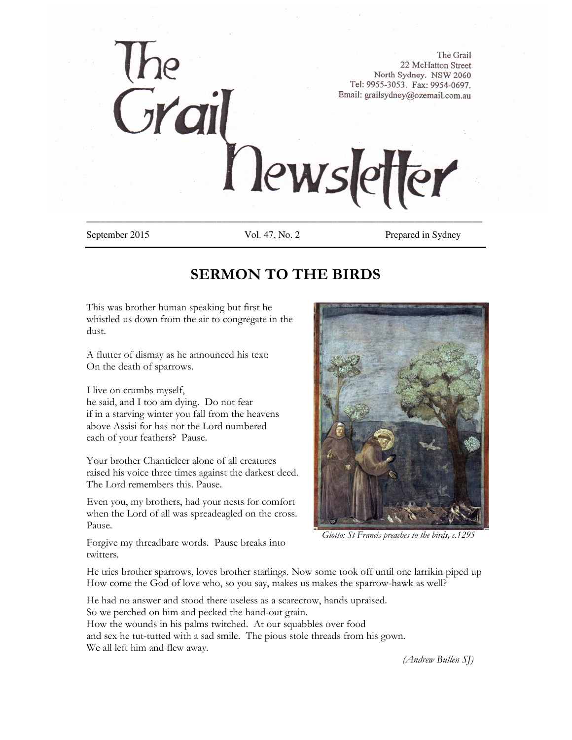# The Grail Newsletter

The Grail
22 McHatton Street
North Sydney. NSW 2060
Tel: 9955-3053. Fax: 9954-0697.
Email: grailsydney@ozemail.com.au

September 2015 | Vol. 47, No. 2 | Prepared in Sydney

## SERMON TO THE BIRDS

This was brother human speaking but first he whistled us down from the air to congregate in the dust.

A flutter of dismay as he announced his text:
On the death of sparrows.

I live on crumbs myself,
he said, and I too am dying. Do not fear
if in a starving winter you fall from the heavens
above Assisi for has not the Lord numbered
each of your feathers? Pause.

Your brother Chanticleer alone of all creatures
raised his voice three times against the darkest deed.
The Lord remembers this. Pause.

Even you, my brothers, had your nests for comfort
when the Lord of all was spreadeagled on the cross.
Pause.

Forgive my threadbare words. Pause breaks into twitters.

*Giotto: St Francis preaches to the birds, c.1295*

He tries brother sparrows, loves brother starlings. Now some took off until one larrikin piped up
How come the God of love who, so you say, makes us makes the sparrow-hawk as well?

He had no answer and stood there useless as a scarecrow, hands upraised.
So we perched on him and pecked the hand-out grain.
How the wounds in his palms twitched. At our squabbles over food
and sex he tut-tutted with a sad smile. The pious stole threads from his gown.
We all left him and flew away.

*(Andrew Bullen SJ)*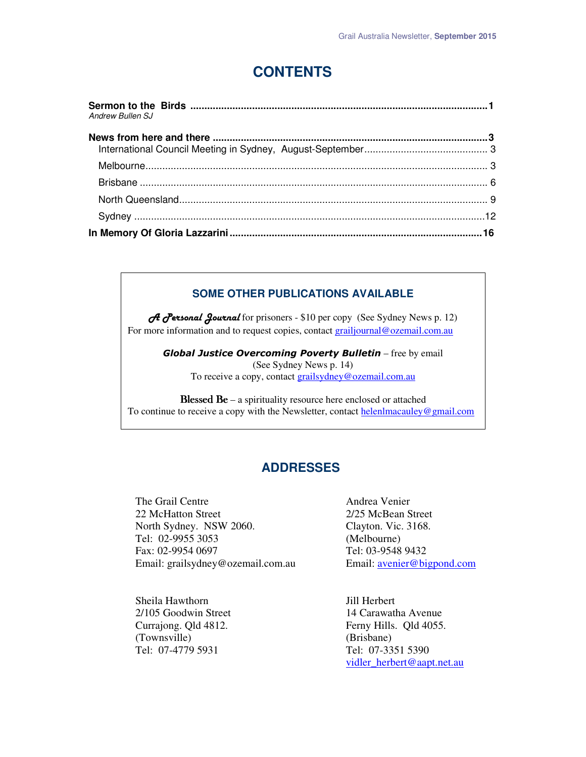# CONTENTS

**Sermon to the Birds** .......................................................................................................... **1**
*Andrew Bullen SJ*

**News from here and there** .................................................................................................. **3**

- International Council Meeting in Sydney, August-September ............................................. 3
- Melbourne ........................................................................................................................... 3
- Brisbane .............................................................................................................................. 6
- North Queensland ................................................................................................................ 9
- Sydney ............................................................................................................................... 12

**In Memory Of Gloria Lazzarini** ........................................................................................... **16**

## SOME OTHER PUBLICATIONS AVAILABLE

***A Personal Journal*** for prisoners - $10 per copy (See Sydney News p. 12)
For more information and to request copies, contact grailjournal@ozemail.com.au

***Global Justice Overcoming Poverty Bulletin*** – free by email
(See Sydney News p. 14)
To receive a copy, contact grailsydney@ozemail.com.au

**Blessed Be** – a spirituality resource here enclosed or attached
To continue to receive a copy with the Newsletter, contact helenlmacauley@gmail.com

## ADDRESSES

The Grail Centre
22 McHatton Street
North Sydney. NSW 2060.
Tel: 02-9955 3053
Fax: 02-9954 0697
Email: grailsydney@ozemail.com.au

Andrea Venier
2/25 McBean Street
Clayton. Vic. 3168.
(Melbourne)
Tel: 03-9548 9432
Email: avenier@bigpond.com

Sheila Hawthorn
2/105 Goodwin Street
Currajong. Qld 4812.
(Townsville)
Tel: 07-4779 5931

Jill Herbert
14 Carawatha Avenue
Ferny Hills. Qld 4055.
(Brisbane)
Tel: 07-3351 5390
vidler_herbert@aapt.net.au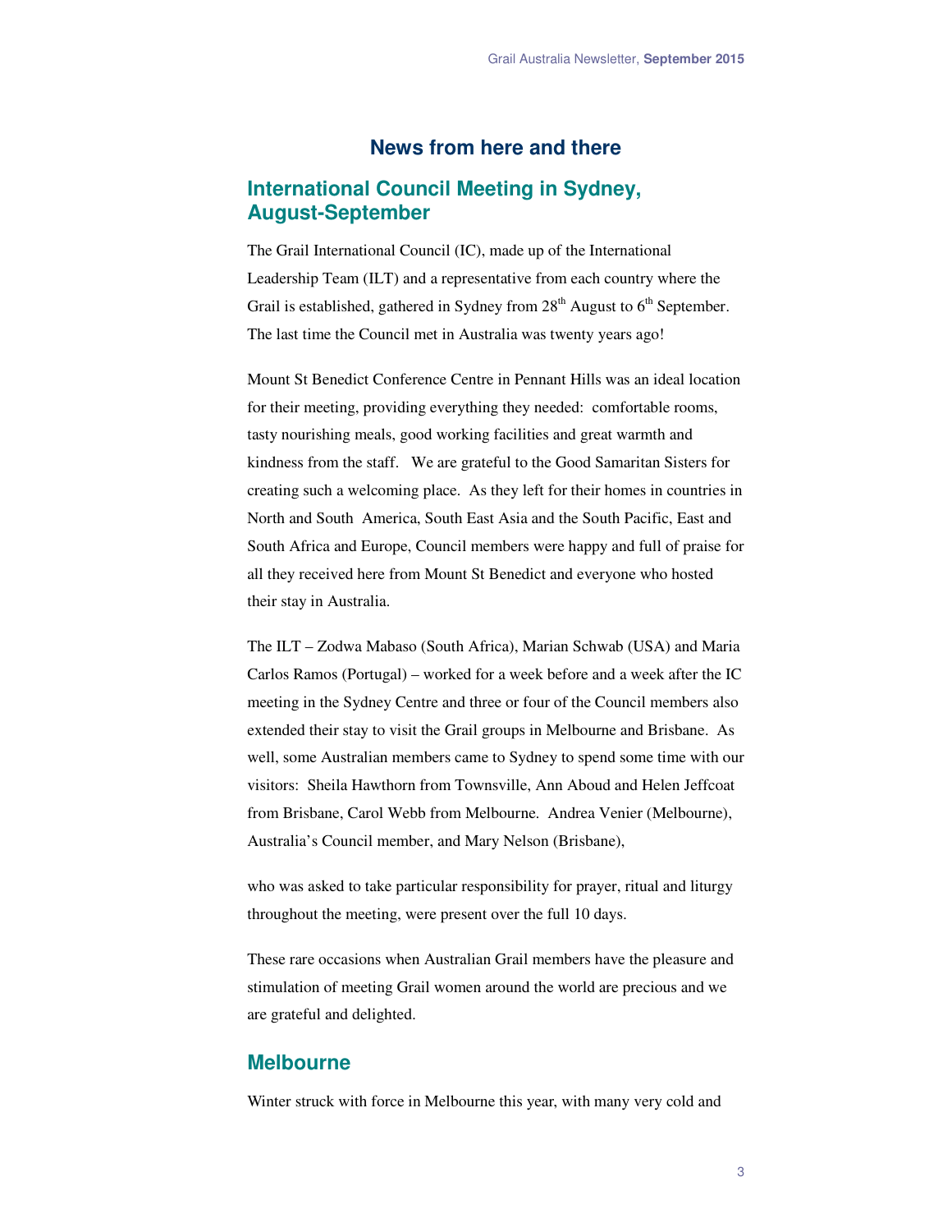# News from here and there

## International Council Meeting in Sydney, August-September

The Grail International Council (IC), made up of the International Leadership Team (ILT) and a representative from each country where the Grail is established, gathered in Sydney from 28th August to 6th September. The last time the Council met in Australia was twenty years ago!

Mount St Benedict Conference Centre in Pennant Hills was an ideal location for their meeting, providing everything they needed: comfortable rooms, tasty nourishing meals, good working facilities and great warmth and kindness from the staff. We are grateful to the Good Samaritan Sisters for creating such a welcoming place. As they left for their homes in countries in North and South America, South East Asia and the South Pacific, East and South Africa and Europe, Council members were happy and full of praise for all they received here from Mount St Benedict and everyone who hosted their stay in Australia.

The ILT – Zodwa Mabaso (South Africa), Marian Schwab (USA) and Maria Carlos Ramos (Portugal) – worked for a week before and a week after the IC meeting in the Sydney Centre and three or four of the Council members also extended their stay to visit the Grail groups in Melbourne and Brisbane. As well, some Australian members came to Sydney to spend some time with our visitors: Sheila Hawthorn from Townsville, Ann Aboud and Helen Jeffcoat from Brisbane, Carol Webb from Melbourne. Andrea Venier (Melbourne), Australia's Council member, and Mary Nelson (Brisbane), who was asked to take particular responsibility for prayer, ritual and liturgy throughout the meeting, were present over the full 10 days.

These rare occasions when Australian Grail members have the pleasure and stimulation of meeting Grail women around the world are precious and we are grateful and delighted.

## Melbourne

Winter struck with force in Melbourne this year, with many very cold and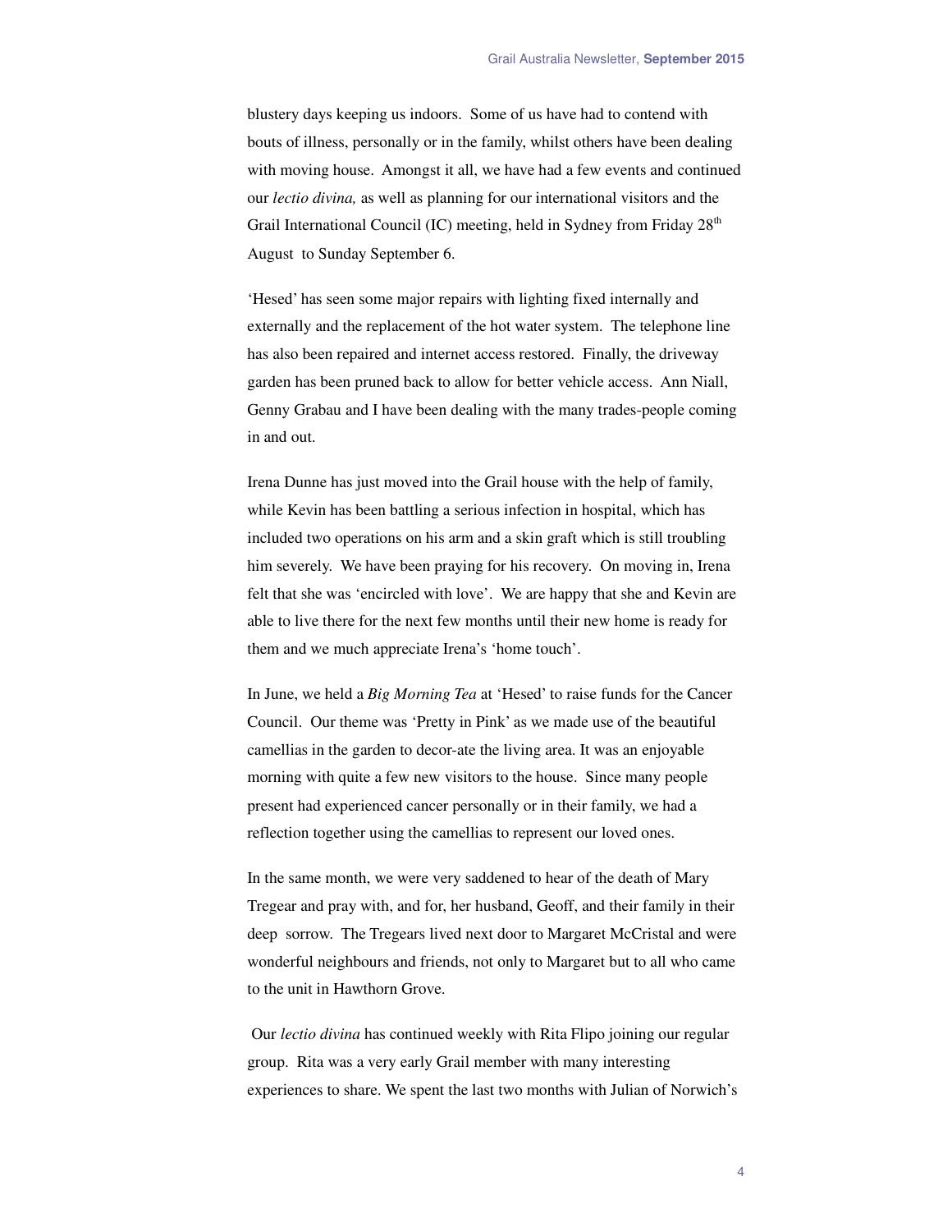blustery days keeping us indoors. Some of us have had to contend with bouts of illness, personally or in the family, whilst others have been dealing with moving house. Amongst it all, we have had a few events and continued our *lectio divina,* as well as planning for our international visitors and the Grail International Council (IC) meeting, held in Sydney from Friday 28th August to Sunday September 6.

'Hesed' has seen some major repairs with lighting fixed internally and externally and the replacement of the hot water system. The telephone line has also been repaired and internet access restored. Finally, the driveway garden has been pruned back to allow for better vehicle access. Ann Niall, Genny Grabau and I have been dealing with the many trades-people coming in and out.

Irena Dunne has just moved into the Grail house with the help of family, while Kevin has been battling a serious infection in hospital, which has included two operations on his arm and a skin graft which is still troubling him severely. We have been praying for his recovery. On moving in, Irena felt that she was 'encircled with love'. We are happy that she and Kevin are able to live there for the next few months until their new home is ready for them and we much appreciate Irena's 'home touch'.

In June, we held a *Big Morning Tea* at 'Hesed' to raise funds for the Cancer Council. Our theme was 'Pretty in Pink' as we made use of the beautiful camellias in the garden to decor-ate the living area. It was an enjoyable morning with quite a few new visitors to the house. Since many people present had experienced cancer personally or in their family, we had a reflection together using the camellias to represent our loved ones.

In the same month, we were very saddened to hear of the death of Mary Tregear and pray with, and for, her husband, Geoff, and their family in their deep sorrow. The Tregears lived next door to Margaret McCristal and were wonderful neighbours and friends, not only to Margaret but to all who came to the unit in Hawthorn Grove.

Our *lectio divina* has continued weekly with Rita Flipo joining our regular group. Rita was a very early Grail member with many interesting experiences to share. We spent the last two months with Julian of Norwich's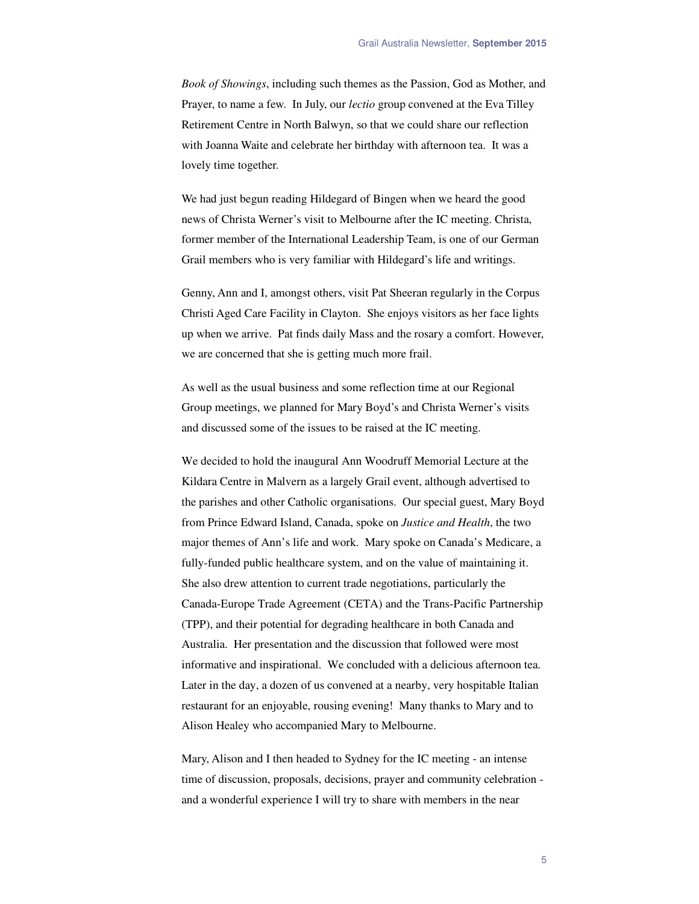*Book of Showings*, including such themes as the Passion, God as Mother, and Prayer, to name a few. In July, our *lectio* group convened at the Eva Tilley Retirement Centre in North Balwyn, so that we could share our reflection with Joanna Waite and celebrate her birthday with afternoon tea. It was a lovely time together.

We had just begun reading Hildegard of Bingen when we heard the good news of Christa Werner's visit to Melbourne after the IC meeting. Christa, former member of the International Leadership Team, is one of our German Grail members who is very familiar with Hildegard's life and writings.

Genny, Ann and I, amongst others, visit Pat Sheeran regularly in the Corpus Christi Aged Care Facility in Clayton. She enjoys visitors as her face lights up when we arrive. Pat finds daily Mass and the rosary a comfort. However, we are concerned that she is getting much more frail.

As well as the usual business and some reflection time at our Regional Group meetings, we planned for Mary Boyd's and Christa Werner's visits and discussed some of the issues to be raised at the IC meeting.

We decided to hold the inaugural Ann Woodruff Memorial Lecture at the Kildara Centre in Malvern as a largely Grail event, although advertised to the parishes and other Catholic organisations. Our special guest, Mary Boyd from Prince Edward Island, Canada, spoke on *Justice and Health*, the two major themes of Ann's life and work. Mary spoke on Canada's Medicare, a fully-funded public healthcare system, and on the value of maintaining it. She also drew attention to current trade negotiations, particularly the Canada-Europe Trade Agreement (CETA) and the Trans-Pacific Partnership (TPP), and their potential for degrading healthcare in both Canada and Australia. Her presentation and the discussion that followed were most informative and inspirational. We concluded with a delicious afternoon tea. Later in the day, a dozen of us convened at a nearby, very hospitable Italian restaurant for an enjoyable, rousing evening! Many thanks to Mary and to Alison Healey who accompanied Mary to Melbourne.

Mary, Alison and I then headed to Sydney for the IC meeting - an intense time of discussion, proposals, decisions, prayer and community celebration - and a wonderful experience I will try to share with members in the near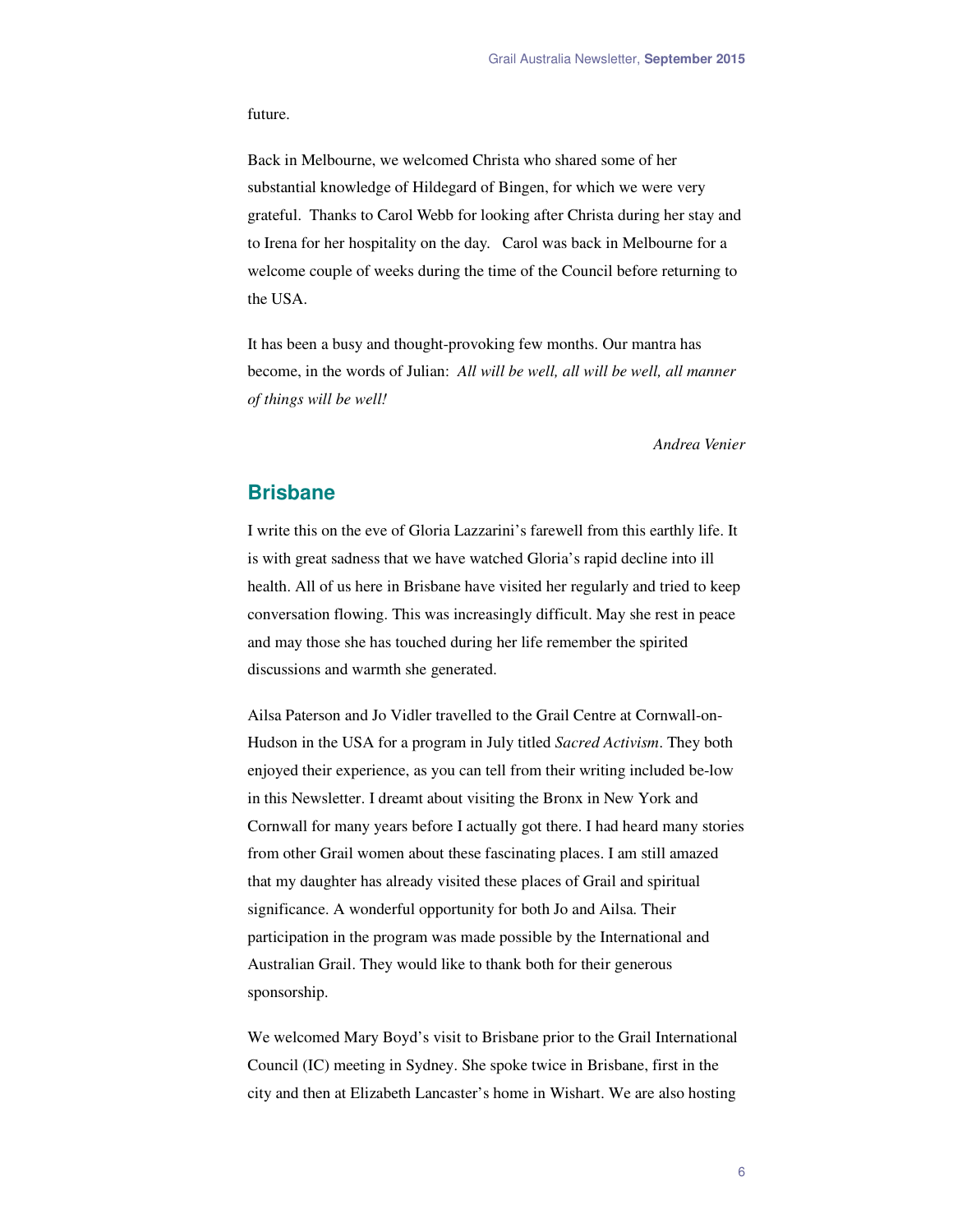future.

Back in Melbourne, we welcomed Christa who shared some of her substantial knowledge of Hildegard of Bingen, for which we were very grateful.  Thanks to Carol Webb for looking after Christa during her stay and to Irena for her hospitality on the day.   Carol was back in Melbourne for a welcome couple of weeks during the time of the Council before returning to the USA.

It has been a busy and thought-provoking few months. Our mantra has become, in the words of Julian:  *All will be well, all will be well, all manner of things will be well!*

*Andrea Venier*

## Brisbane

I write this on the eve of Gloria Lazzarini's farewell from this earthly life. It is with great sadness that we have watched Gloria's rapid decline into ill health. All of us here in Brisbane have visited her regularly and tried to keep conversation flowing. This was increasingly difficult. May she rest in peace and may those she has touched during her life remember the spirited discussions and warmth she generated.

Ailsa Paterson and Jo Vidler travelled to the Grail Centre at Cornwall-on-Hudson in the USA for a program in July titled *Sacred Activism*. They both enjoyed their experience, as you can tell from their writing included be-low in this Newsletter. I dreamt about visiting the Bronx in New York and Cornwall for many years before I actually got there. I had heard many stories from other Grail women about these fascinating places. I am still amazed that my daughter has already visited these places of Grail and spiritual significance. A wonderful opportunity for both Jo and Ailsa. Their participation in the program was made possible by the International and Australian Grail. They would like to thank both for their generous sponsorship.

We welcomed Mary Boyd's visit to Brisbane prior to the Grail International Council (IC) meeting in Sydney. She spoke twice in Brisbane, first in the city and then at Elizabeth Lancaster's home in Wishart. We are also hosting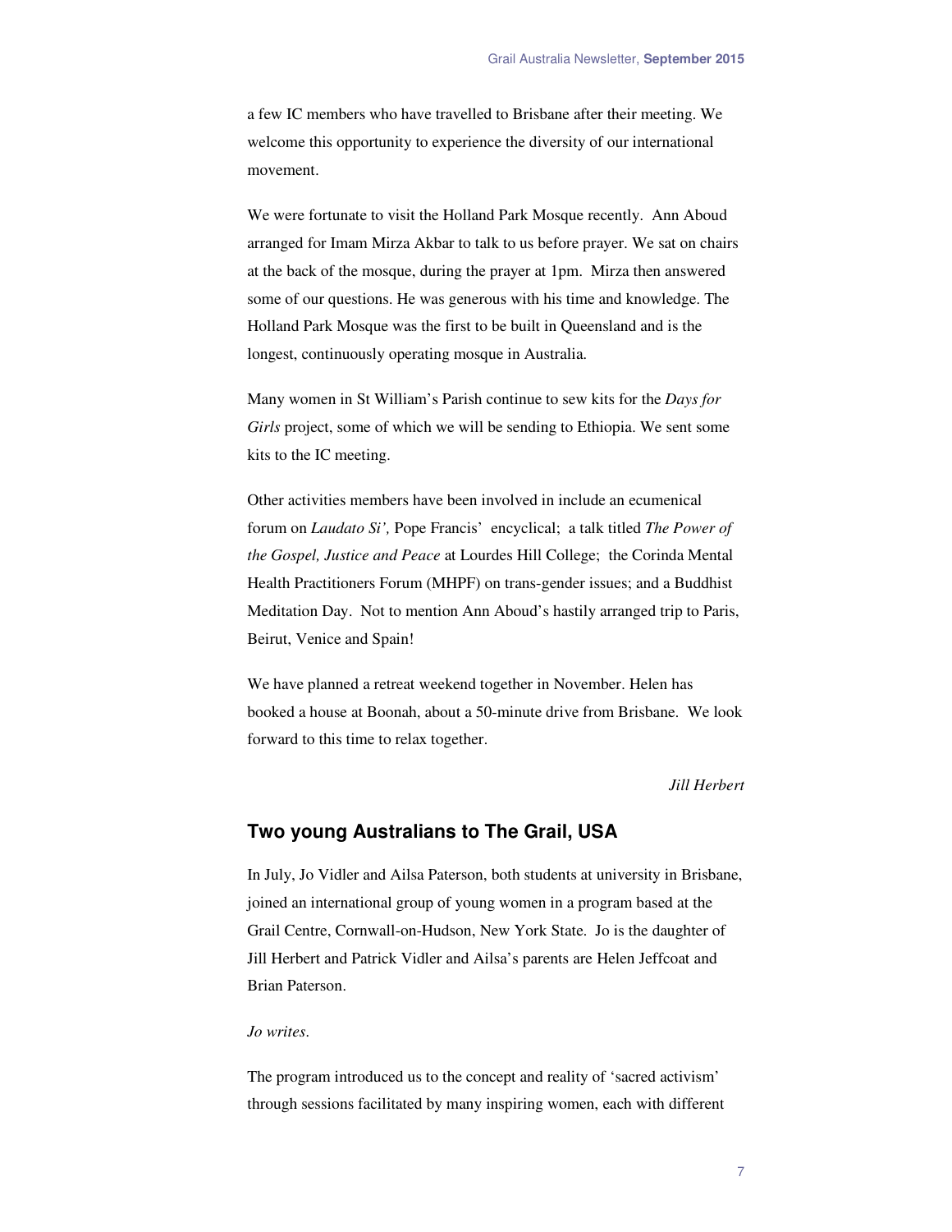a few IC members who have travelled to Brisbane after their meeting. We welcome this opportunity to experience the diversity of our international movement.

We were fortunate to visit the Holland Park Mosque recently. Ann Aboud arranged for Imam Mirza Akbar to talk to us before prayer. We sat on chairs at the back of the mosque, during the prayer at 1pm. Mirza then answered some of our questions. He was generous with his time and knowledge. The Holland Park Mosque was the first to be built in Queensland and is the longest, continuously operating mosque in Australia.

Many women in St William's Parish continue to sew kits for the *Days for Girls* project, some of which we will be sending to Ethiopia. We sent some kits to the IC meeting.

Other activities members have been involved in include an ecumenical forum on *Laudato Si',* Pope Francis' encyclical; a talk titled *The Power of the Gospel, Justice and Peace* at Lourdes Hill College; the Corinda Mental Health Practitioners Forum (MHPF) on trans-gender issues; and a Buddhist Meditation Day. Not to mention Ann Aboud's hastily arranged trip to Paris, Beirut, Venice and Spain!

We have planned a retreat weekend together in November. Helen has booked a house at Boonah, about a 50-minute drive from Brisbane. We look forward to this time to relax together.

*Jill Herbert*

## Two young Australians to The Grail, USA

In July, Jo Vidler and Ailsa Paterson, both students at university in Brisbane, joined an international group of young women in a program based at the Grail Centre, Cornwall-on-Hudson, New York State. Jo is the daughter of Jill Herbert and Patrick Vidler and Ailsa's parents are Helen Jeffcoat and Brian Paterson.

*Jo writes.*

The program introduced us to the concept and reality of 'sacred activism' through sessions facilitated by many inspiring women, each with different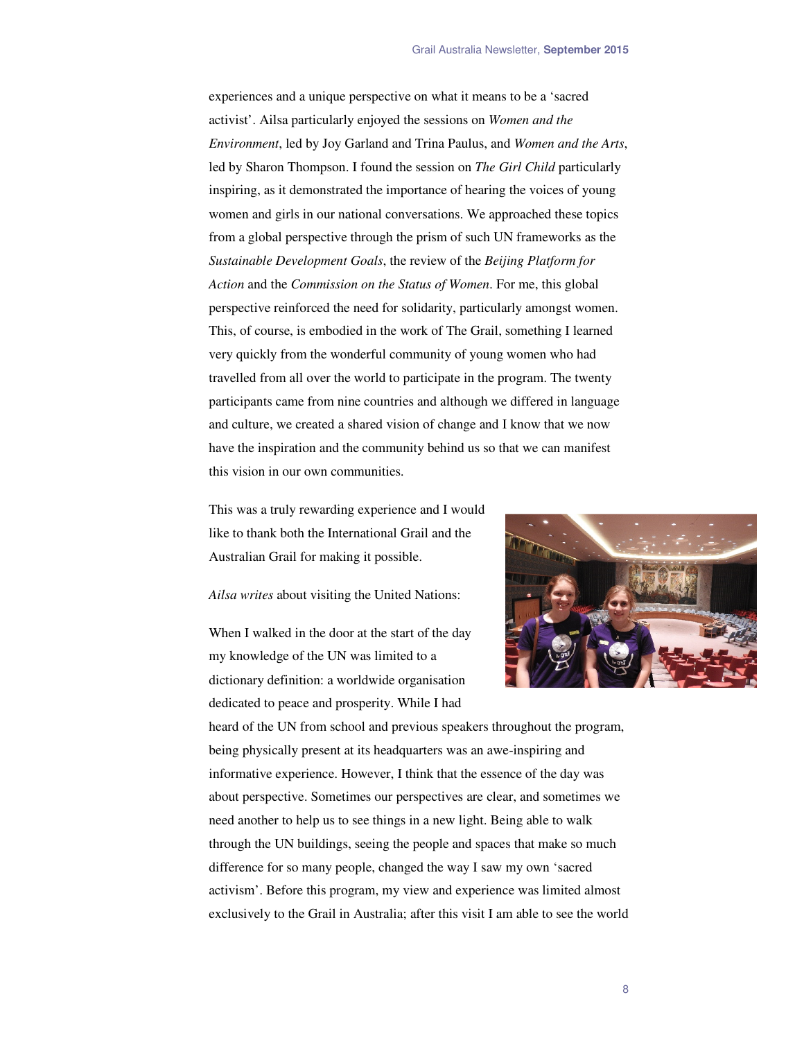experiences and a unique perspective on what it means to be a 'sacred activist'. Ailsa particularly enjoyed the sessions on *Women and the Environment*, led by Joy Garland and Trina Paulus, and *Women and the Arts*, led by Sharon Thompson. I found the session on *The Girl Child* particularly inspiring, as it demonstrated the importance of hearing the voices of young women and girls in our national conversations. We approached these topics from a global perspective through the prism of such UN frameworks as the *Sustainable Development Goals*, the review of the *Beijing Platform for Action* and the *Commission on the Status of Women*. For me, this global perspective reinforced the need for solidarity, particularly amongst women. This, of course, is embodied in the work of The Grail, something I learned very quickly from the wonderful community of young women who had travelled from all over the world to participate in the program. The twenty participants came from nine countries and although we differed in language and culture, we created a shared vision of change and I know that we now have the inspiration and the community behind us so that we can manifest this vision in our own communities.

This was a truly rewarding experience and I would like to thank both the International Grail and the Australian Grail for making it possible.

*Ailsa writes* about visiting the United Nations:

When I walked in the door at the start of the day my knowledge of the UN was limited to a dictionary definition: a worldwide organisation dedicated to peace and prosperity. While I had heard of the UN from school and previous speakers throughout the program, being physically present at its headquarters was an awe-inspiring and informative experience. However, I think that the essence of the day was about perspective. Sometimes our perspectives are clear, and sometimes we need another to help us to see things in a new light. Being able to walk through the UN buildings, seeing the people and spaces that make so much difference for so many people, changed the way I saw my own 'sacred activism'. Before this program, my view and experience was limited almost exclusively to the Grail in Australia; after this visit I am able to see the world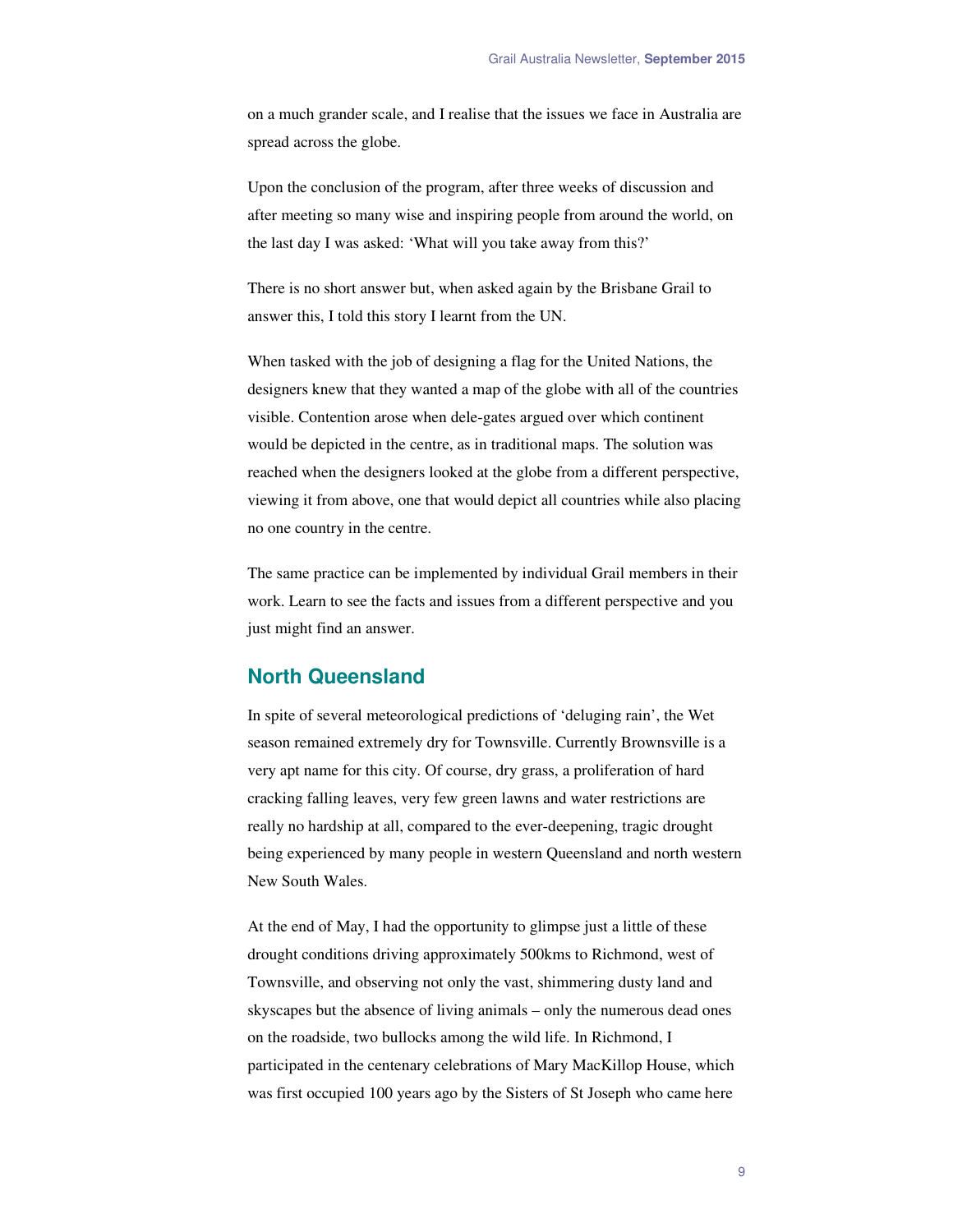on a much grander scale, and I realise that the issues we face in Australia are spread across the globe.

Upon the conclusion of the program, after three weeks of discussion and after meeting so many wise and inspiring people from around the world, on the last day I was asked: 'What will you take away from this?'

There is no short answer but, when asked again by the Brisbane Grail to answer this, I told this story I learnt from the UN.

When tasked with the job of designing a flag for the United Nations, the designers knew that they wanted a map of the globe with all of the countries visible. Contention arose when dele-gates argued over which continent would be depicted in the centre, as in traditional maps. The solution was reached when the designers looked at the globe from a different perspective, viewing it from above, one that would depict all countries while also placing no one country in the centre.

The same practice can be implemented by individual Grail members in their work. Learn to see the facts and issues from a different perspective and you just might find an answer.

## North Queensland

In spite of several meteorological predictions of 'deluging rain', the Wet season remained extremely dry for Townsville. Currently Brownsville is a very apt name for this city. Of course, dry grass, a proliferation of hard cracking falling leaves, very few green lawns and water restrictions are really no hardship at all, compared to the ever-deepening, tragic drought being experienced by many people in western Queensland and north western New South Wales.

At the end of May, I had the opportunity to glimpse just a little of these drought conditions driving approximately 500kms to Richmond, west of Townsville, and observing not only the vast, shimmering dusty land and skyscapes but the absence of living animals – only the numerous dead ones on the roadside, two bullocks among the wild life. In Richmond, I participated in the centenary celebrations of Mary MacKillop House, which was first occupied 100 years ago by the Sisters of St Joseph who came here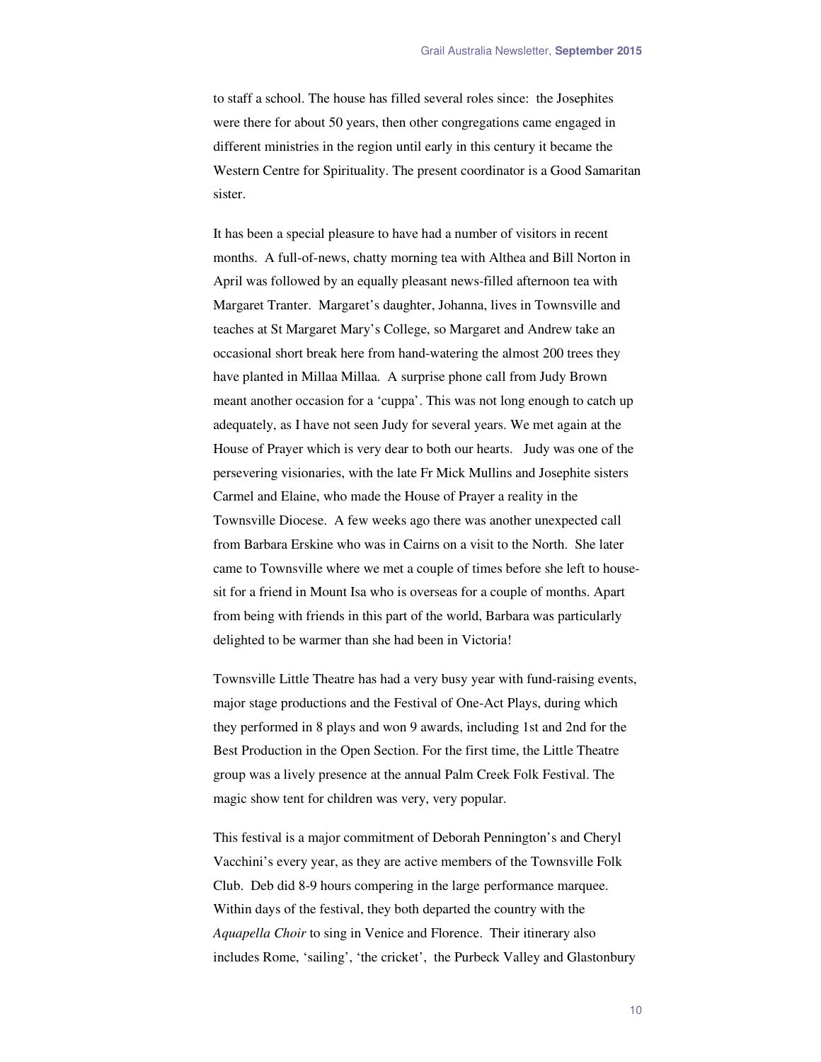to staff a school. The house has filled several roles since: the Josephites were there for about 50 years, then other congregations came engaged in different ministries in the region until early in this century it became the Western Centre for Spirituality. The present coordinator is a Good Samaritan sister.

It has been a special pleasure to have had a number of visitors in recent months. A full-of-news, chatty morning tea with Althea and Bill Norton in April was followed by an equally pleasant news-filled afternoon tea with Margaret Tranter. Margaret's daughter, Johanna, lives in Townsville and teaches at St Margaret Mary's College, so Margaret and Andrew take an occasional short break here from hand-watering the almost 200 trees they have planted in Millaa Millaa. A surprise phone call from Judy Brown meant another occasion for a 'cuppa'. This was not long enough to catch up adequately, as I have not seen Judy for several years. We met again at the House of Prayer which is very dear to both our hearts. Judy was one of the persevering visionaries, with the late Fr Mick Mullins and Josephite sisters Carmel and Elaine, who made the House of Prayer a reality in the Townsville Diocese. A few weeks ago there was another unexpected call from Barbara Erskine who was in Cairns on a visit to the North. She later came to Townsville where we met a couple of times before she left to house-sit for a friend in Mount Isa who is overseas for a couple of months. Apart from being with friends in this part of the world, Barbara was particularly delighted to be warmer than she had been in Victoria!

Townsville Little Theatre has had a very busy year with fund-raising events, major stage productions and the Festival of One-Act Plays, during which they performed in 8 plays and won 9 awards, including 1st and 2nd for the Best Production in the Open Section. For the first time, the Little Theatre group was a lively presence at the annual Palm Creek Folk Festival. The magic show tent for children was very, very popular.

This festival is a major commitment of Deborah Pennington's and Cheryl Vacchini's every year, as they are active members of the Townsville Folk Club. Deb did 8-9 hours compering in the large performance marquee. Within days of the festival, they both departed the country with the *Aquapella Choir* to sing in Venice and Florence. Their itinerary also includes Rome, 'sailing', 'the cricket', the Purbeck Valley and Glastonbury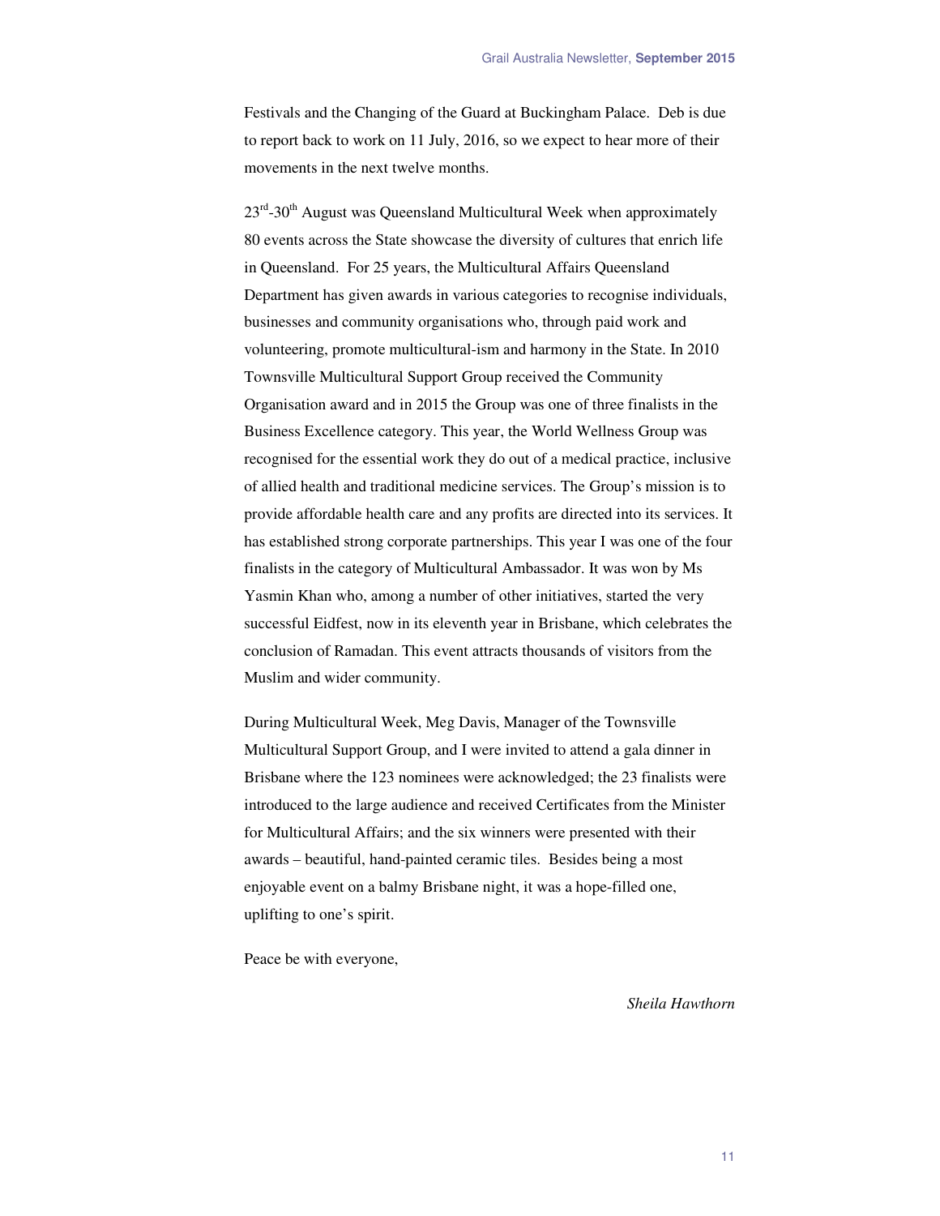Festivals and the Changing of the Guard at Buckingham Palace.  Deb is due to report back to work on 11 July, 2016, so we expect to hear more of their movements in the next twelve months.

23rd-30th August was Queensland Multicultural Week when approximately 80 events across the State showcase the diversity of cultures that enrich life in Queensland.  For 25 years, the Multicultural Affairs Queensland Department has given awards in various categories to recognise individuals, businesses and community organisations who, through paid work and volunteering, promote multicultural-ism and harmony in the State. In 2010 Townsville Multicultural Support Group received the Community Organisation award and in 2015 the Group was one of three finalists in the Business Excellence category. This year, the World Wellness Group was recognised for the essential work they do out of a medical practice, inclusive of allied health and traditional medicine services. The Group's mission is to provide affordable health care and any profits are directed into its services. It has established strong corporate partnerships. This year I was one of the four finalists in the category of Multicultural Ambassador. It was won by Ms Yasmin Khan who, among a number of other initiatives, started the very successful Eidfest, now in its eleventh year in Brisbane, which celebrates the conclusion of Ramadan. This event attracts thousands of visitors from the Muslim and wider community.

During Multicultural Week, Meg Davis, Manager of the Townsville Multicultural Support Group, and I were invited to attend a gala dinner in Brisbane where the 123 nominees were acknowledged; the 23 finalists were introduced to the large audience and received Certificates from the Minister for Multicultural Affairs; and the six winners were presented with their awards – beautiful, hand-painted ceramic tiles.  Besides being a most enjoyable event on a balmy Brisbane night, it was a hope-filled one, uplifting to one's spirit.

Peace be with everyone,

*Sheila Hawthorn*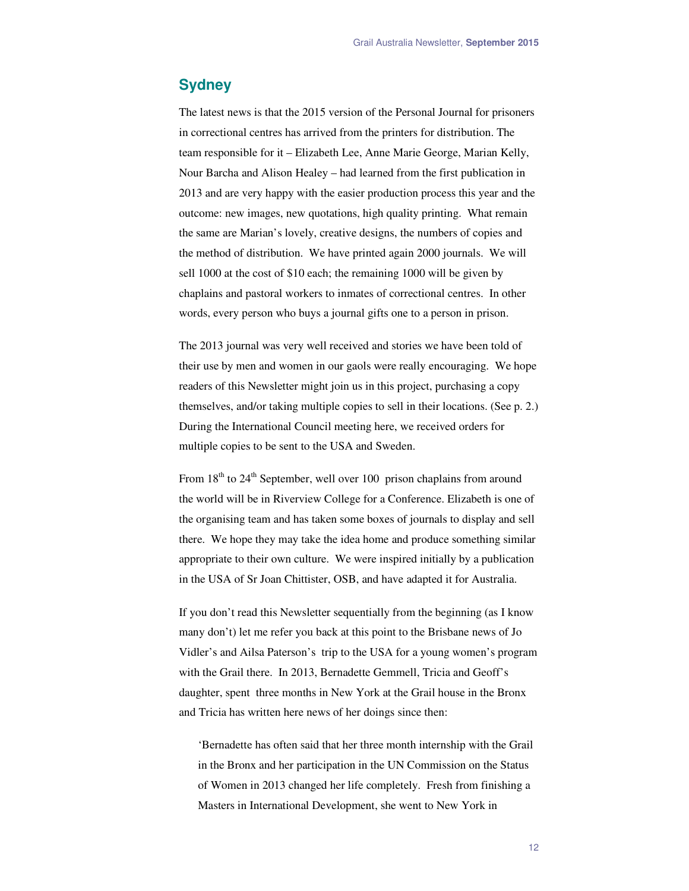## Sydney

The latest news is that the 2015 version of the Personal Journal for prisoners in correctional centres has arrived from the printers for distribution. The team responsible for it – Elizabeth Lee, Anne Marie George, Marian Kelly, Nour Barcha and Alison Healey – had learned from the first publication in 2013 and are very happy with the easier production process this year and the outcome: new images, new quotations, high quality printing. What remain the same are Marian's lovely, creative designs, the numbers of copies and the method of distribution. We have printed again 2000 journals. We will sell 1000 at the cost of $10 each; the remaining 1000 will be given by chaplains and pastoral workers to inmates of correctional centres. In other words, every person who buys a journal gifts one to a person in prison.

The 2013 journal was very well received and stories we have been told of their use by men and women in our gaols were really encouraging. We hope readers of this Newsletter might join us in this project, purchasing a copy themselves, and/or taking multiple copies to sell in their locations. (See p. 2.) During the International Council meeting here, we received orders for multiple copies to be sent to the USA and Sweden.

From 18th to 24th September, well over 100 prison chaplains from around the world will be in Riverview College for a Conference. Elizabeth is one of the organising team and has taken some boxes of journals to display and sell there. We hope they may take the idea home and produce something similar appropriate to their own culture. We were inspired initially by a publication in the USA of Sr Joan Chittister, OSB, and have adapted it for Australia.

If you don't read this Newsletter sequentially from the beginning (as I know many don't) let me refer you back at this point to the Brisbane news of Jo Vidler's and Ailsa Paterson's trip to the USA for a young women's program with the Grail there. In 2013, Bernadette Gemmell, Tricia and Geoff's daughter, spent three months in New York at the Grail house in the Bronx and Tricia has written here news of her doings since then:

> 'Bernadette has often said that her three month internship with the Grail in the Bronx and her participation in the UN Commission on the Status of Women in 2013 changed her life completely. Fresh from finishing a Masters in International Development, she went to New York in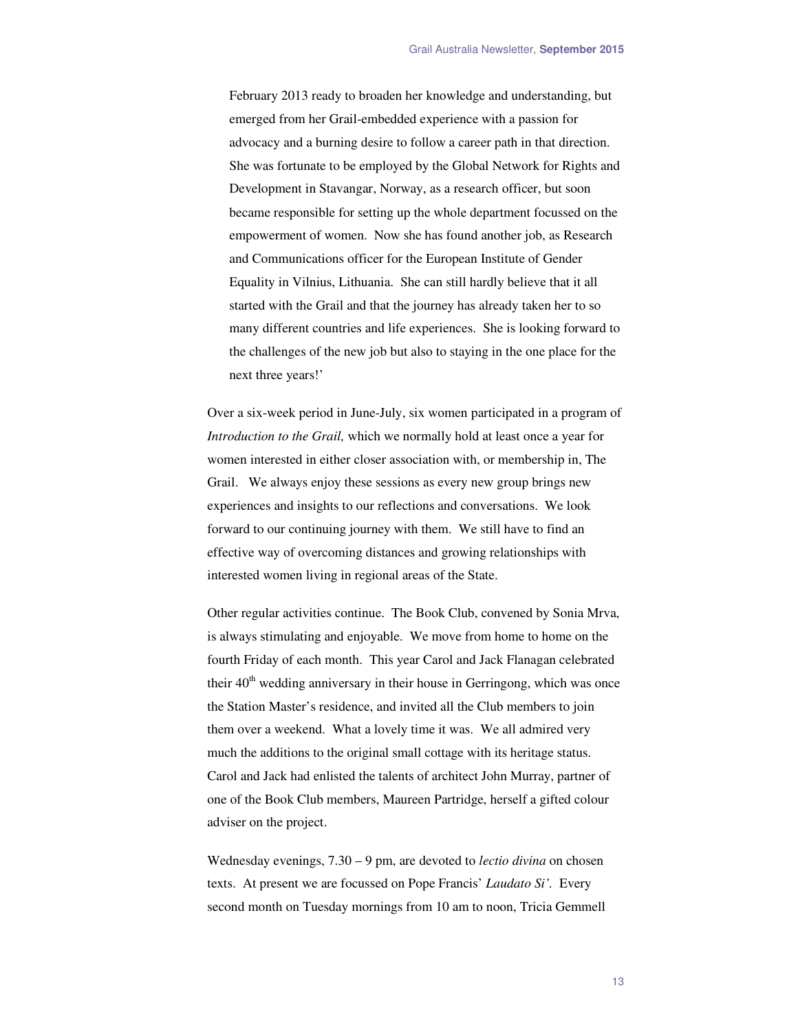February 2013 ready to broaden her knowledge and understanding, but emerged from her Grail-embedded experience with a passion for advocacy and a burning desire to follow a career path in that direction. She was fortunate to be employed by the Global Network for Rights and Development in Stavangar, Norway, as a research officer, but soon became responsible for setting up the whole department focussed on the empowerment of women. Now she has found another job, as Research and Communications officer for the European Institute of Gender Equality in Vilnius, Lithuania. She can still hardly believe that it all started with the Grail and that the journey has already taken her to so many different countries and life experiences. She is looking forward to the challenges of the new job but also to staying in the one place for the next three years!'

Over a six-week period in June-July, six women participated in a program of *Introduction to the Grail,* which we normally hold at least once a year for women interested in either closer association with, or membership in, The Grail. We always enjoy these sessions as every new group brings new experiences and insights to our reflections and conversations. We look forward to our continuing journey with them. We still have to find an effective way of overcoming distances and growing relationships with interested women living in regional areas of the State.

Other regular activities continue. The Book Club, convened by Sonia Mrva, is always stimulating and enjoyable. We move from home to home on the fourth Friday of each month. This year Carol and Jack Flanagan celebrated their 40th wedding anniversary in their house in Gerringong, which was once the Station Master's residence, and invited all the Club members to join them over a weekend. What a lovely time it was. We all admired very much the additions to the original small cottage with its heritage status. Carol and Jack had enlisted the talents of architect John Murray, partner of one of the Book Club members, Maureen Partridge, herself a gifted colour adviser on the project.

Wednesday evenings, 7.30 – 9 pm, are devoted to *lectio divina* on chosen texts. At present we are focussed on Pope Francis' *Laudato Si'*. Every second month on Tuesday mornings from 10 am to noon, Tricia Gemmell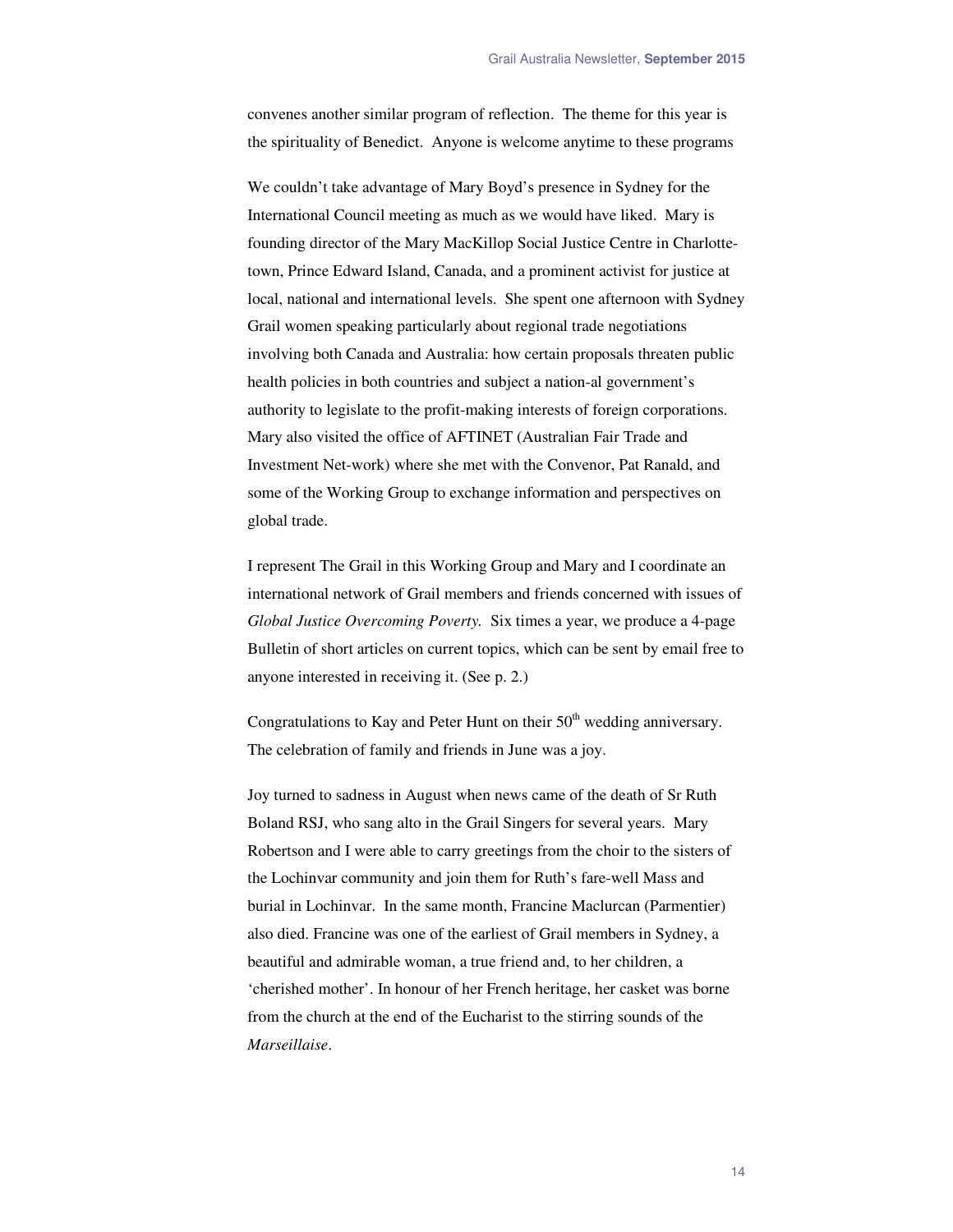convenes another similar program of reflection. The theme for this year is the spirituality of Benedict. Anyone is welcome anytime to these programs

We couldn't take advantage of Mary Boyd's presence in Sydney for the International Council meeting as much as we would have liked. Mary is founding director of the Mary MacKillop Social Justice Centre in Charlotte-town, Prince Edward Island, Canada, and a prominent activist for justice at local, national and international levels. She spent one afternoon with Sydney Grail women speaking particularly about regional trade negotiations involving both Canada and Australia: how certain proposals threaten public health policies in both countries and subject a nation-al government's authority to legislate to the profit-making interests of foreign corporations. Mary also visited the office of AFTINET (Australian Fair Trade and Investment Net-work) where she met with the Convenor, Pat Ranald, and some of the Working Group to exchange information and perspectives on global trade.

I represent The Grail in this Working Group and Mary and I coordinate an international network of Grail members and friends concerned with issues of *Global Justice Overcoming Poverty.* Six times a year, we produce a 4-page Bulletin of short articles on current topics, which can be sent by email free to anyone interested in receiving it. (See p. 2.)

Congratulations to Kay and Peter Hunt on their 50th wedding anniversary. The celebration of family and friends in June was a joy.

Joy turned to sadness in August when news came of the death of Sr Ruth Boland RSJ, who sang alto in the Grail Singers for several years. Mary Robertson and I were able to carry greetings from the choir to the sisters of the Lochinvar community and join them for Ruth's fare-well Mass and burial in Lochinvar. In the same month, Francine Maclurcan (Parmentier) also died. Francine was one of the earliest of Grail members in Sydney, a beautiful and admirable woman, a true friend and, to her children, a 'cherished mother'. In honour of her French heritage, her casket was borne from the church at the end of the Eucharist to the stirring sounds of the *Marseillaise*.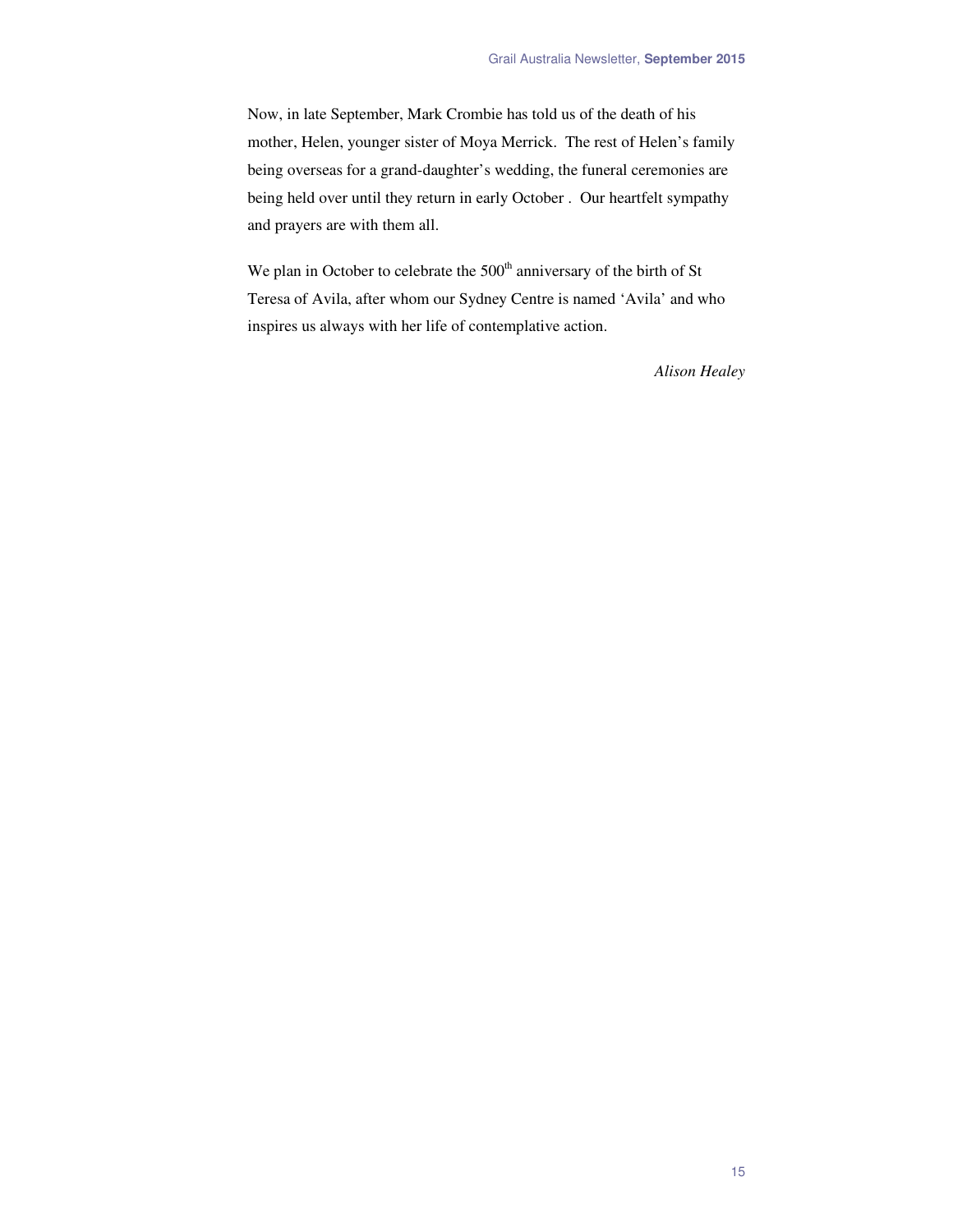Now, in late September, Mark Crombie has told us of the death of his mother, Helen, younger sister of Moya Merrick. The rest of Helen's family being overseas for a grand-daughter's wedding, the funeral ceremonies are being held over until they return in early October . Our heartfelt sympathy and prayers are with them all.

We plan in October to celebrate the 500th anniversary of the birth of St Teresa of Avila, after whom our Sydney Centre is named 'Avila' and who inspires us always with her life of contemplative action.

*Alison Healey*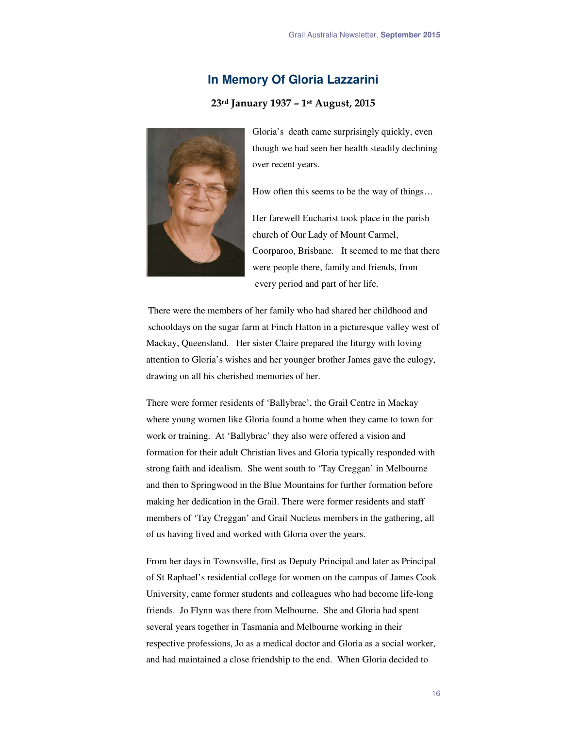## In Memory Of Gloria Lazzarini

**23rd January 1937 – 1st August, 2015**

Gloria's death came surprisingly quickly, even though we had seen her health steadily declining over recent years.

How often this seems to be the way of things…

Her farewell Eucharist took place in the parish church of Our Lady of Mount Carmel, Coorparoo, Brisbane. It seemed to me that there were people there, family and friends, from every period and part of her life.

There were the members of her family who had shared her childhood and schooldays on the sugar farm at Finch Hatton in a picturesque valley west of Mackay, Queensland. Her sister Claire prepared the liturgy with loving attention to Gloria's wishes and her younger brother James gave the eulogy, drawing on all his cherished memories of her.

There were former residents of 'Ballybrac', the Grail Centre in Mackay where young women like Gloria found a home when they came to town for work or training. At 'Ballybrac' they also were offered a vision and formation for their adult Christian lives and Gloria typically responded with strong faith and idealism. She went south to 'Tay Creggan' in Melbourne and then to Springwood in the Blue Mountains for further formation before making her dedication in the Grail. There were former residents and staff members of 'Tay Creggan' and Grail Nucleus members in the gathering, all of us having lived and worked with Gloria over the years.

From her days in Townsville, first as Deputy Principal and later as Principal of St Raphael's residential college for women on the campus of James Cook University, came former students and colleagues who had become life-long friends. Jo Flynn was there from Melbourne. She and Gloria had spent several years together in Tasmania and Melbourne working in their respective professions, Jo as a medical doctor and Gloria as a social worker, and had maintained a close friendship to the end. When Gloria decided to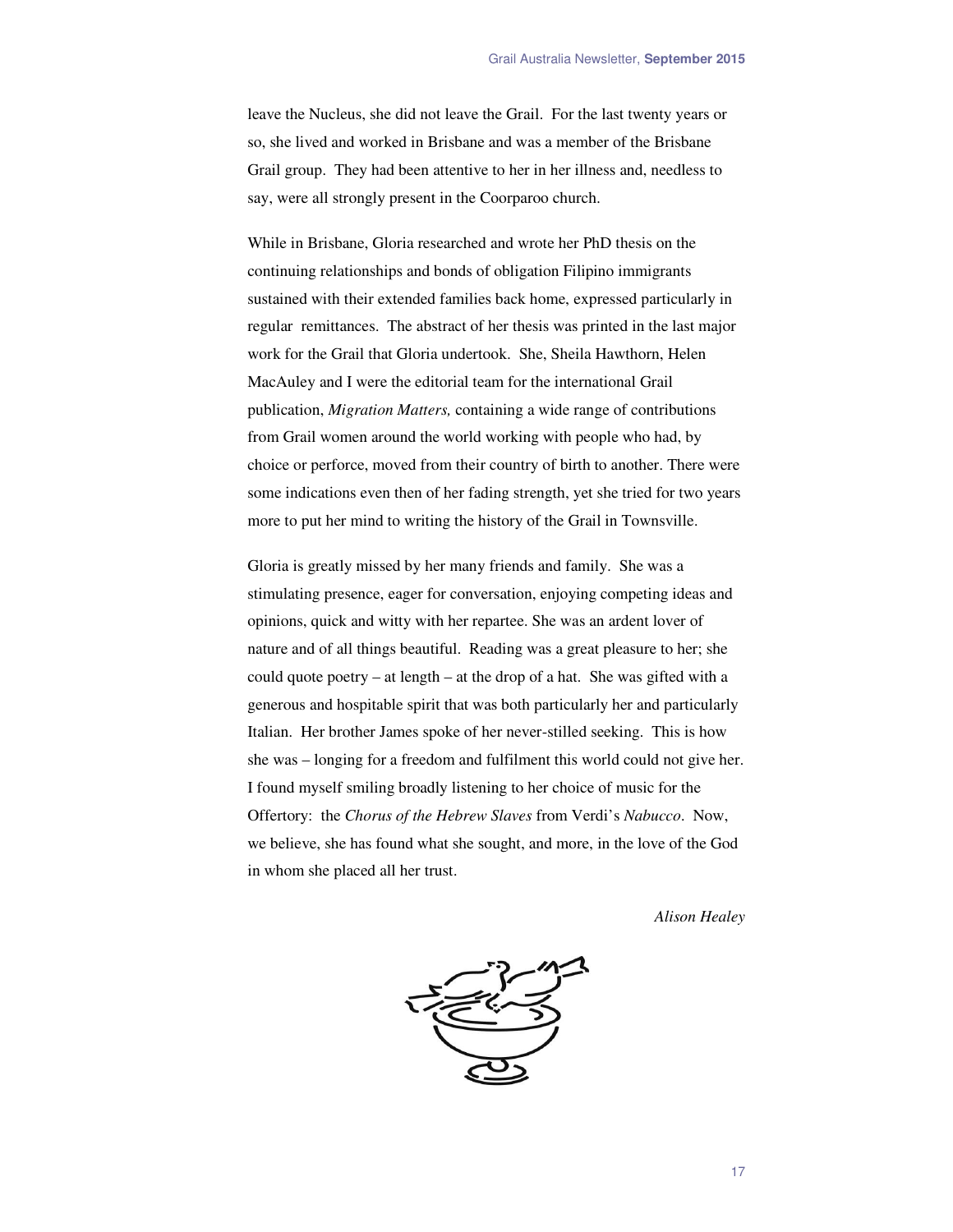leave the Nucleus, she did not leave the Grail. For the last twenty years or so, she lived and worked in Brisbane and was a member of the Brisbane Grail group. They had been attentive to her in her illness and, needless to say, were all strongly present in the Coorparoo church.

While in Brisbane, Gloria researched and wrote her PhD thesis on the continuing relationships and bonds of obligation Filipino immigrants sustained with their extended families back home, expressed particularly in regular remittances. The abstract of her thesis was printed in the last major work for the Grail that Gloria undertook. She, Sheila Hawthorn, Helen MacAuley and I were the editorial team for the international Grail publication, *Migration Matters,* containing a wide range of contributions from Grail women around the world working with people who had, by choice or perforce, moved from their country of birth to another. There were some indications even then of her fading strength, yet she tried for two years more to put her mind to writing the history of the Grail in Townsville.

Gloria is greatly missed by her many friends and family. She was a stimulating presence, eager for conversation, enjoying competing ideas and opinions, quick and witty with her repartee. She was an ardent lover of nature and of all things beautiful. Reading was a great pleasure to her; she could quote poetry – at length – at the drop of a hat. She was gifted with a generous and hospitable spirit that was both particularly her and particularly Italian. Her brother James spoke of her never-stilled seeking. This is how she was – longing for a freedom and fulfilment this world could not give her. I found myself smiling broadly listening to her choice of music for the Offertory: the *Chorus of the Hebrew Slaves* from Verdi's *Nabucco*. Now, we believe, she has found what she sought, and more, in the love of the God in whom she placed all her trust.

*Alison Healey*